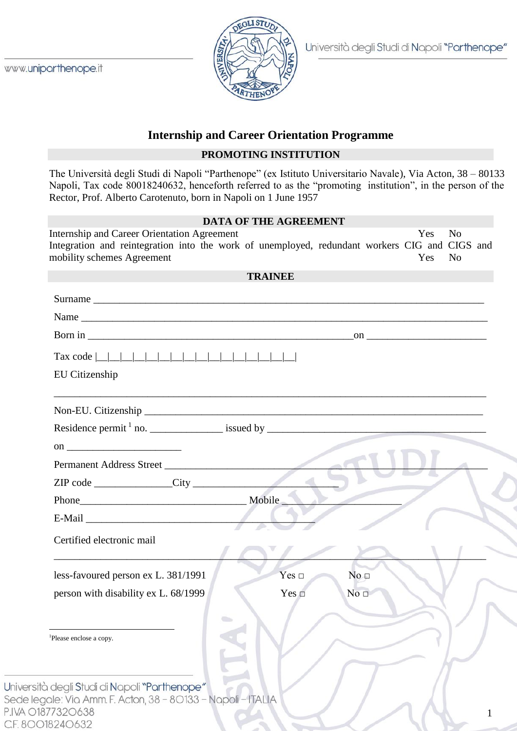# Internship and Career Orientation Programme

## PROMOTING INSTITUTION

The Università degli Studi di Napoli "Parthenope" (ex Istituto Universitario Navale), Via Acton, 38 – 80133 Napoli, Tax code 80018240632, henceforth referred to as the "promoting institution", in the person of the Rector, Prof. Alberto Carotenuto, born in Napoli on 1 June 1957

## DATA OF THE AGREEMENT

Internship and Career Orientation Agreement Yes No

Integration and reintegration into the work of unemployed, redundant workers CIG and CIGS and mobility schemes Agreement Yes No

## TRAINEE

Surname ___________________________________________________________________________

Name _____________________________________________________________________________

Born in ________________________________________________on ______________________

Tax code |__|__|__|__|__|__|__|__|__|__|__|__|__|__|__|__|

EU Citizenship

_________________________________________________________________________________

Non-EU. Citizenship ____________________________________________________________

Residence permit [1] no. _____________ issued by ________________________________________

on _____________________

Permanent Address Street ________________________________________________________________

ZIP code ______________City ___________________________

Phone______________________________ Mobile ______________________

E-Mail ___________________________________________

Certified electronic mail

_________________________________________________________________________________

less-favoured person ex L. 381/1991 Yes □ No □

person with disability ex L. 68/1999 Yes □ No □

---

[1] Please enclose a copy.

Università degli Studi di Napoli "Parthenope"
Sede legale: Via Amm. F. Acton, 38 – 80133 – Napoli – ITALIA
P.IVA 01877320638
C.F. 80018240632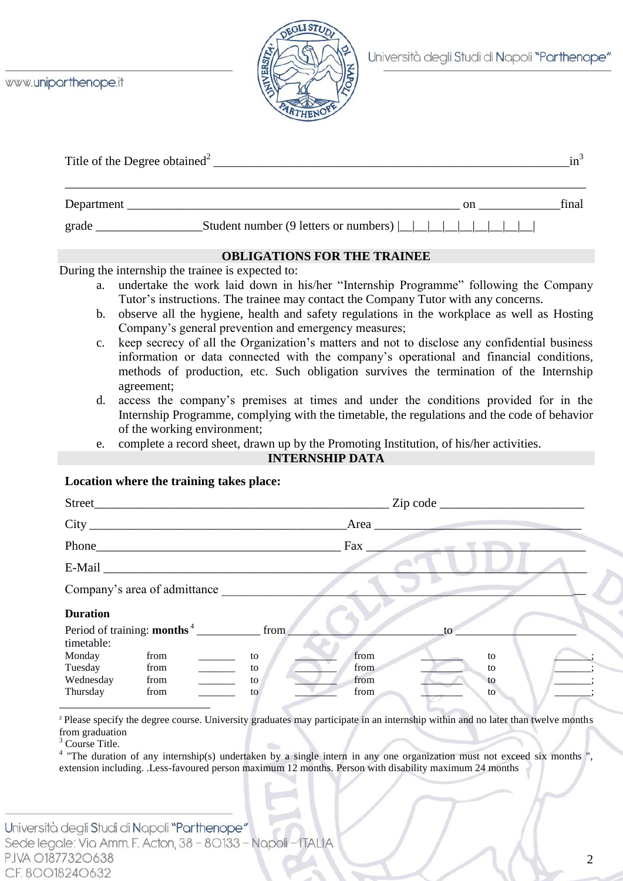Title of the Degree obtained[2] _____________________________________________ in[3] _____________________________________________________________

Department ___________________________________________ on ____________final grade _______________Student number (9 letters or numbers) |__|__|__|__|__|__|__|__|__|

## OBLIGATIONS FOR THE TRAINEE

During the internship the trainee is expected to:

a. undertake the work laid down in his/her "Internship Programme" following the Company Tutor's instructions. The trainee may contact the Company Tutor with any concerns.
b. observe all the hygiene, health and safety regulations in the workplace as well as Hosting Company's general prevention and emergency measures;
c. keep secrecy of all the Organization's matters and not to disclose any confidential business information or data connected with the company's operational and financial conditions, methods of production, etc. Such obligation survives the termination of the Internship agreement;
d. access the company's premises at times and under the conditions provided for in the Internship Programme, complying with the timetable, the regulations and the code of behavior of the working environment;
e. complete a record sheet, drawn up by the Promoting Institution, of his/her activities.

## INTERNSHIP DATA

**Location where the training takes place:**

Street_____________________________________________ Zip code ____________________

City _____________________________________Area ______________________________

Phone____________________________________ Fax _________________________________

E-Mail _____________________________________________________________________

Company's area of admittance _________________________________________________

**Duration**

Period of training: **months**[4] __________ from ________________________ to ____________________

timetable:

| | | | | | | | | |
|---|---|---|---|---|---|---|---|---|
| Monday | from | _______ | to | _______ | from | _______ | to | _______; |
| Tuesday | from | _______ | to | _______ | from | _______ | to | _______; |
| Wednesday | from | _______ | to | _______ | from | _______ | to | _______; |
| Thursday | from | _______ | to | _______ | from | _______ | to | _______; |

[2] Please specify the degree course. University graduates may participate in an internship within and no later than twelve months from graduation

[3] Course Title.

[4] "The duration of any internship(s) undertaken by a single intern in any one organization must not exceed six months ", extension including. .Less-favoured person maximum 12 months. Person with disability maximum 24 months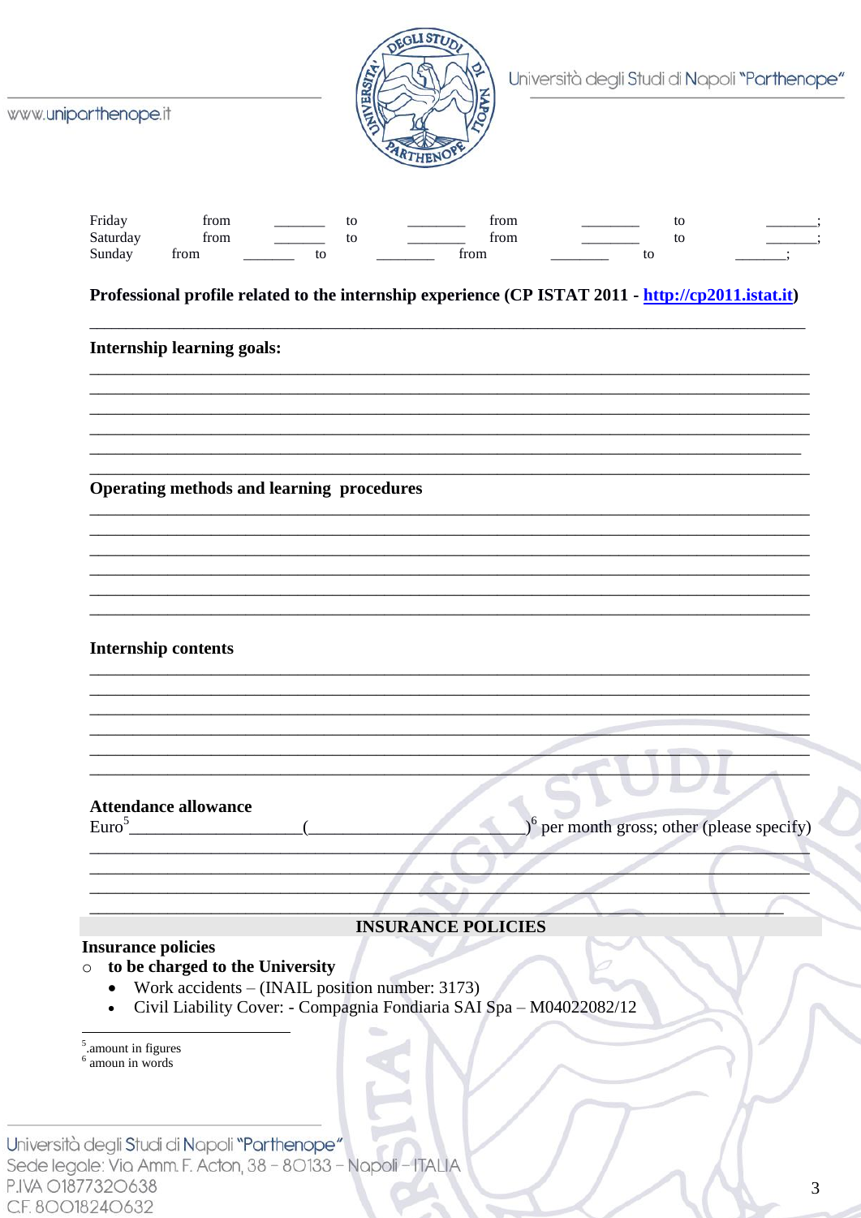| | | | | | | | | |
|---|---|---|---|---|---|---|---|---|
| Friday | from | _______ | to | ________ | from | ________ | to | _______; |
| Saturday | from | _______ | to | ________ | from | ________ | to | _______; |
| Sunday | from | _______ | to | ________ | from | ________ | to | _______; |

**Professional profile related to the internship experience (CP ISTAT 2011 - [http://cp2011.istat.it](http://cp2011.istat.it))**

_______________________________________________________________________________

**Internship learning goals:**

_______________________________________________________________________________
_______________________________________________________________________________
_______________________________________________________________________________
_______________________________________________________________________________
_______________________________________________________________________________
_______________________________________________________________________________

**Operating methods and learning procedures**

_______________________________________________________________________________
_______________________________________________________________________________
_______________________________________________________________________________
_______________________________________________________________________________
_______________________________________________________________________________
_______________________________________________________________________________

**Internship contents**

_______________________________________________________________________________
_______________________________________________________________________________
_______________________________________________________________________________
_______________________________________________________________________________
_______________________________________________________________________________
_______________________________________________________________________________

**Attendance allowance**

Euro[5]____________________(________________________)[6] per month gross; other (please specify)

_______________________________________________________________________________
_______________________________________________________________________________
_______________________________________________________________________________
_______________________________________________________________________________

## INSURANCE POLICIES

**Insurance policies**

- **to be charged to the University**
  - Work accidents – (INAIL position number: 3173)
  - Civil Liability Cover: - Compagnia Fondiaria SAI Spa – M04022082/12

[5] .amount in figures
[6] amoun in words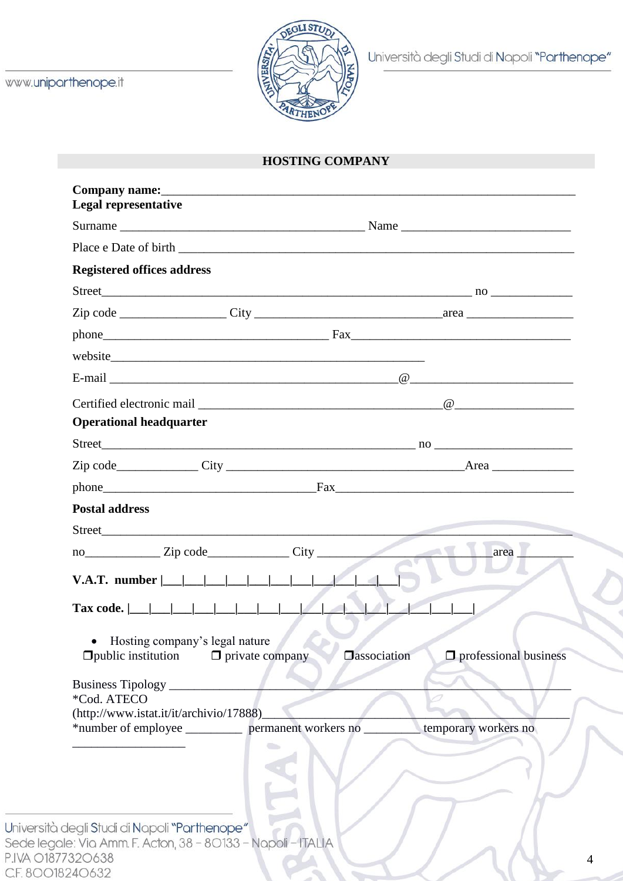## HOSTING COMPANY

**Company name:**_______________________________________________________________

**Legal representative**

Surname _____________________________________ Name ___________________________

Place e Date of birth ____________________________________________________________

**Registered offices address**

Street_________________________________________________________ no _____________

Zip code ________________ City _____________________________area ________________

phone__________________________________ Fax__________________________________

website_______________________________________________

E-mail ____________________________________________@___________________________

Certified electronic mail _____________________________________@___________________

**Operational headquarter**

Street_______________________________________________ no ______________________

Zip code_____________ City ____________________________________Area _____________

phone________________________________Fax_______________________________________

**Postal address**

Street_____________________________________________________________________________

no____________ Zip code_____________ City ___________________________area _________

**V.A.T. number** |___|___|___|___|___|___|___|___|___|___|___|

**Tax code.** |___|___|___|___|___|___|___|___|___|___|___|___|___|___|___|___|

- Hosting company's legal nature

❐public institution ❐ private company ❐association ❐ professional business

Business Tipology _________________________________________________________________

*Cod. ATECO

(http://www.istat.it/it/archivio/17888)____________________________________________________

*number of employee _________ permanent workers no _________ temporary workers no __________________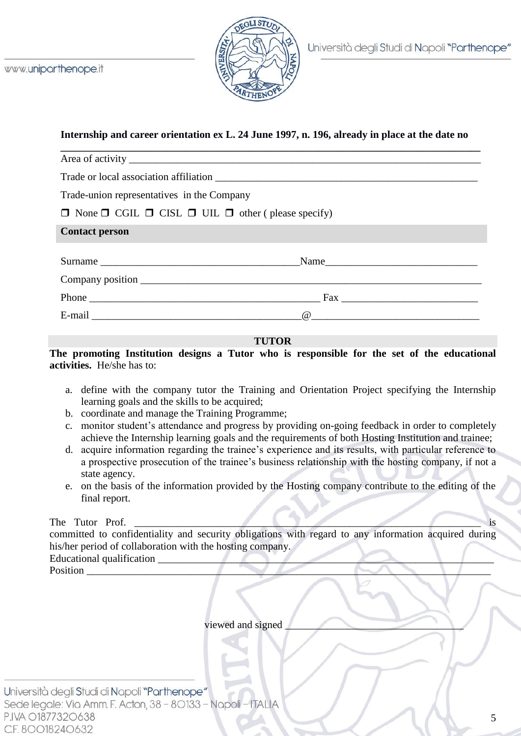**Internship and career orientation ex L. 24 June 1997, n. 196, already in place at the date no \_\_\_\_\_\_\_\_\_\_\_\_\_\_\_\_\_\_\_\_\_\_\_\_\_\_\_\_\_\_\_\_\_\_\_\_\_\_\_\_\_\_\_\_\_\_\_\_\_\_\_\_\_\_\_\_\_\_\_\_\_\_\_\_\_\_\_\_\_\_\_\_**

Area of activity \_\_\_\_\_\_\_\_\_\_\_\_\_\_\_\_\_\_\_\_\_\_\_\_\_\_\_\_\_\_\_\_\_\_\_\_\_\_\_\_\_\_\_\_\_\_\_\_\_\_\_\_\_\_\_\_\_\_\_\_\_\_\_\_\_\_

Trade or local association affiliation \_\_\_\_\_\_\_\_\_\_\_\_\_\_\_\_\_\_\_\_\_\_\_\_\_\_\_\_\_\_\_\_\_\_\_\_\_\_\_\_\_\_\_\_\_\_\_\_\_\_

Trade-union representatives in the Company

❒ None ❒ CGIL ❒ CISL ❒ UIL ❒ other ( please specify)

**Contact person**

Surname \_\_\_\_\_\_\_\_\_\_\_\_\_\_\_\_\_\_\_\_\_\_\_\_\_\_\_\_\_\_\_\_\_\_\_\_\_\_\_\_Name\_\_\_\_\_\_\_\_\_\_\_\_\_\_\_\_\_\_\_\_\_\_\_\_\_\_\_\_\_\_

Company position \_\_\_\_\_\_\_\_\_\_\_\_\_\_\_\_\_\_\_\_\_\_\_\_\_\_\_\_\_\_\_\_\_\_\_\_\_\_\_\_\_\_\_\_\_\_\_\_\_\_\_\_\_\_\_\_\_\_\_\_\_\_\_\_\_\_

Phone \_\_\_\_\_\_\_\_\_\_\_\_\_\_\_\_\_\_\_\_\_\_\_\_\_\_\_\_\_\_\_\_\_\_\_\_\_\_\_\_\_\_\_\_\_\_ Fax \_\_\_\_\_\_\_\_\_\_\_\_\_\_\_\_\_\_\_\_\_\_\_\_\_\_\_

E-mail \_\_\_\_\_\_\_\_\_\_\_\_\_\_\_\_\_\_\_\_\_\_\_\_\_\_\_\_\_\_\_\_\_\_\_\_\_\_\_\_\_\_@\_\_\_\_\_\_\_\_\_\_\_\_\_\_\_\_\_\_\_\_\_\_\_\_\_\_\_\_\_\_\_\_\_\_

## TUTOR

**The promoting Institution designs a Tutor who is responsible for the set of the educational activities.** He/she has to:

a. define with the company tutor the Training and Orientation Project specifying the Internship learning goals and the skills to be acquired;
b. coordinate and manage the Training Programme;
c. monitor student's attendance and progress by providing on-going feedback in order to completely achieve the Internship learning goals and the requirements of both Hosting Institution and trainee;
d. acquire information regarding the trainee's experience and its results, with particular reference to a prospective prosecution of the trainee's business relationship with the hosting company, if not a state agency.
e. on the basis of the information provided by the Hosting company contribute to the editing of the final report.

The Tutor Prof. \_\_\_\_\_\_\_\_\_\_\_\_\_\_\_\_\_\_\_\_\_\_\_\_\_\_\_\_\_\_\_\_\_\_\_\_\_\_\_\_\_\_\_\_\_\_\_\_\_\_\_\_\_\_\_\_\_\_\_\_\_\_\_\_\_\_\_ is committed to confidentiality and security obligations with regard to any information acquired during his/her period of collaboration with the hosting company.

Educational qualification \_\_\_\_\_\_\_\_\_\_\_\_\_\_\_\_\_\_\_\_\_\_\_\_\_\_\_\_\_\_\_\_\_\_\_\_\_\_\_\_\_\_\_\_\_\_\_\_\_\_\_\_\_\_\_\_\_\_\_\_\_\_\_

Position \_\_\_\_\_\_\_\_\_\_\_\_\_\_\_\_\_\_\_\_\_\_\_\_\_\_\_\_\_\_\_\_\_\_\_\_\_\_\_\_\_\_\_\_\_\_\_\_\_\_\_\_\_\_\_\_\_\_\_\_\_\_\_\_\_\_\_\_\_\_\_\_\_\_\_\_\_\_

viewed and signed \_\_\_\_\_\_\_\_\_\_\_\_\_\_\_\_\_\_\_\_\_\_\_\_\_\_\_\_\_\_\_\_\_\_\_\_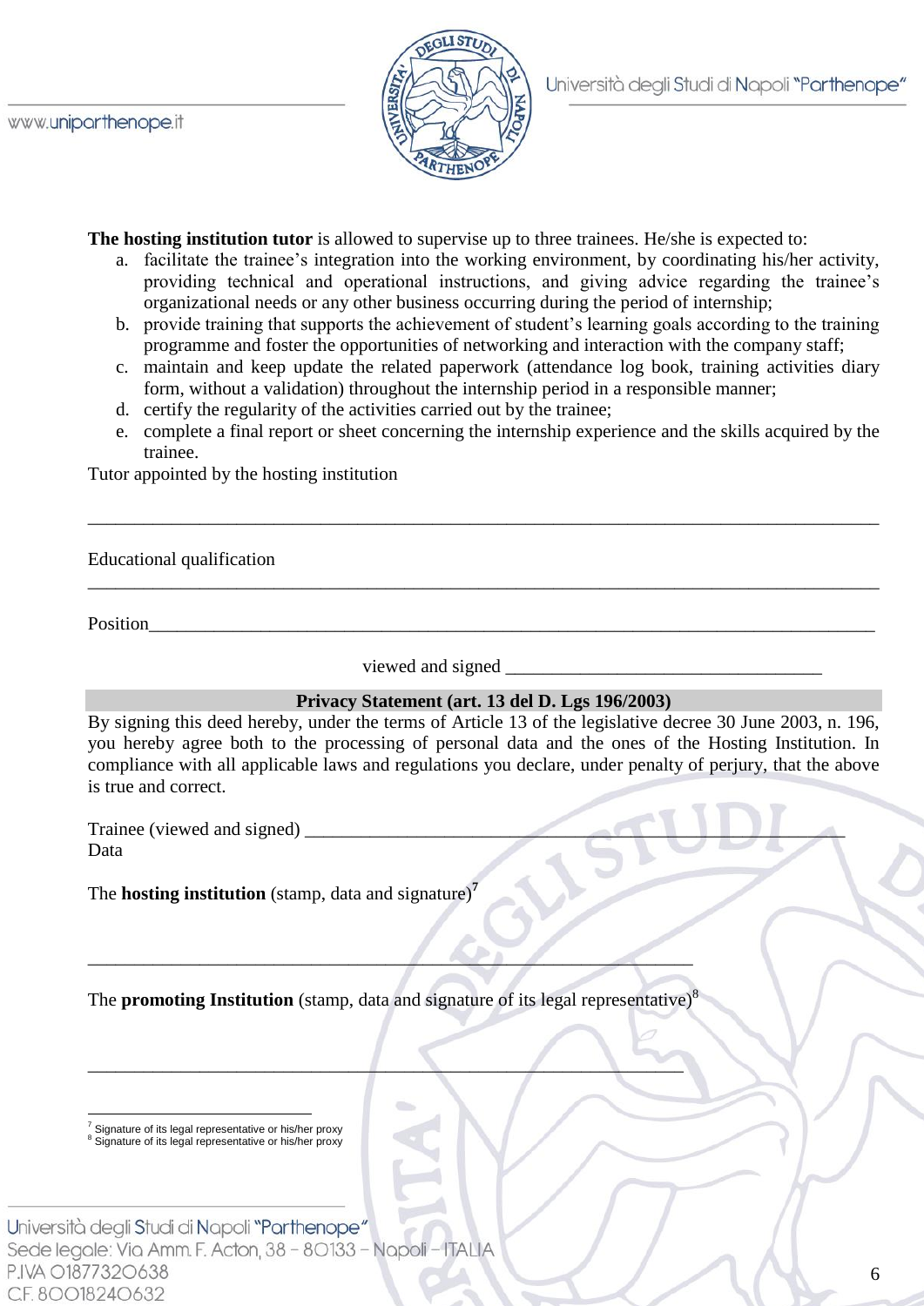**The hosting institution tutor** is allowed to supervise up to three trainees. He/she is expected to:

a. facilitate the trainee's integration into the working environment, by coordinating his/her activity, providing technical and operational instructions, and giving advice regarding the trainee's organizational needs or any other business occurring during the period of internship;
b. provide training that supports the achievement of student's learning goals according to the training programme and foster the opportunities of networking and interaction with the company staff;
c. maintain and keep update the related paperwork (attendance log book, training activities diary form, without a validation) throughout the internship period in a responsible manner;
d. certify the regularity of the activities carried out by the trainee;
e. complete a final report or sheet concerning the internship experience and the skills acquired by the trainee.

Tutor appointed by the hosting institution

_______________________________________________________________________________

Educational qualification

_______________________________________________________________________________

Position_________________________________________________________________________

viewed and signed _________________________________

**Privacy Statement (art. 13 del D. Lgs 196/2003)**

By signing this deed hereby, under the terms of Article 13 of the legislative decree 30 June 2003, n. 196, you hereby agree both to the processing of personal data and the ones of the Hosting Institution. In compliance with all applicable laws and regulations you declare, under penalty of perjury, that the above is true and correct.

Trainee (viewed and signed) ___________________________________________________________
Data

The **hosting institution** (stamp, data and signature)[7]

_________________________________________________________________

The **promoting Institution** (stamp, data and signature of its legal representative)[8]

_________________________________________________________________

[7] Signature of its legal representative or his/her proxy
[8] Signature of its legal representative or his/her proxy